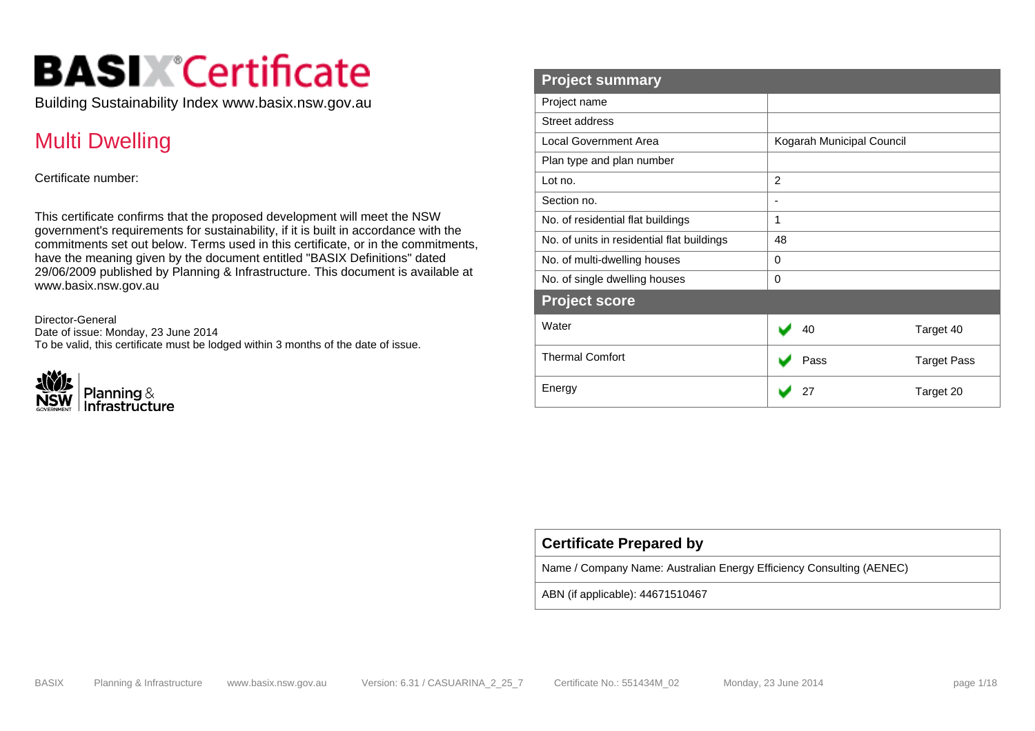# BASIX® Certificate

Building Sustainability Index www.basix.nsw.gov.au

## Multi Dwelling

Certificate number:

This certificate confirms that the proposed development will meet the NSW government's requirements for sustainability, if it is built in accordance with the commitments set out below. Terms used in this certificate, or in the commitments, have the meaning given by the document entitled "BASIX Definitions" dated 29/06/2009 published by Planning & Infrastructure. This document is available at www.basix.nsw.gov.au

Director-General
Date of issue: Monday, 23 June 2014
To be valid, this certificate must be lodged within 3 months of the date of issue.

NSW Planning & Infrastructure

| Project summary | | |
|---|---|---|
| Project name | | |
| Street address | | |
| Local Government Area | Kogarah Municipal Council | |
| Plan type and plan number | | |
| Lot no. | 2 | |
| Section no. | - | |
| No. of residential flat buildings | 1 | |
| No. of units in residential flat buildings | 48 | |
| No. of multi-dwelling houses | 0 | |
| No. of single dwelling houses | 0 | |
| **Project score** | | |
| Water | ✔ 40 | Target 40 |
| Thermal Comfort | ✔ Pass | Target Pass |
| Energy | ✔ 27 | Target 20 |

| Certificate Prepared by |
|---|
| Name / Company Name: Australian Energy Efficiency Consulting (AENEC) |
| ABN (if applicable): 44671510467 |

BASIX Planning & Infrastructure www.basix.nsw.gov.au Version: 6.31 / CASUARINA_2_25_7 Certificate No.: 551434M_02 Monday, 23 June 2014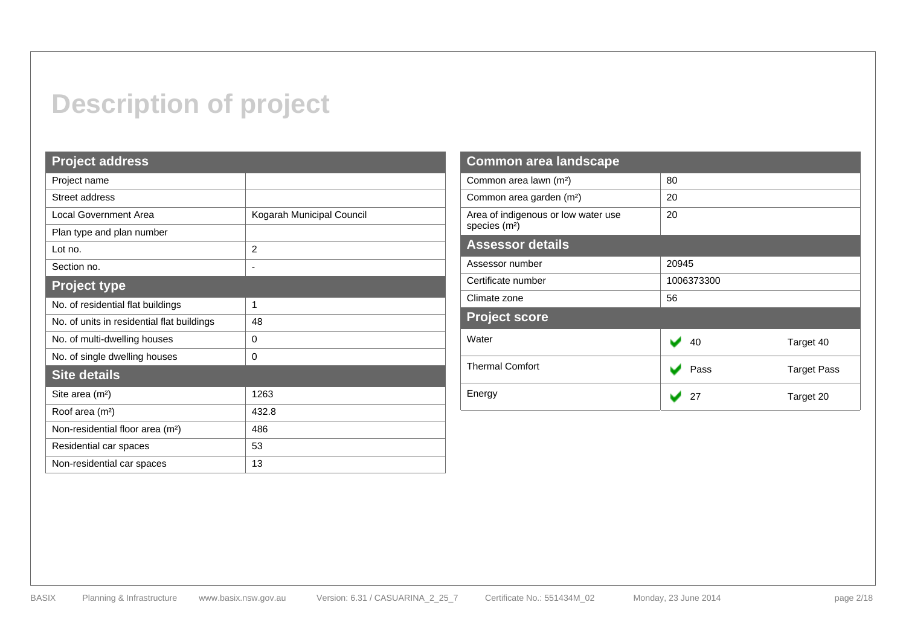# Description of project

| Project address | |
|---|---|
| Project name | |
| Street address | |
| Local Government Area | Kogarah Municipal Council |
| Plan type and plan number | |
| Lot no. | 2 |
| Section no. | - |

| Project type | |
|---|---|
| No. of residential flat buildings | 1 |
| No. of units in residential flat buildings | 48 |
| No. of multi-dwelling houses | 0 |
| No. of single dwelling houses | 0 |

| Site details | |
|---|---|
| Site area (m²) | 1263 |
| Roof area (m²) | 432.8 |
| Non-residential floor area (m²) | 486 |
| Residential car spaces | 53 |
| Non-residential car spaces | 13 |

| Common area landscape | |
|---|---|
| Common area lawn (m²) | 80 |
| Common area garden (m²) | 20 |
| Area of indigenous or low water use species (m²) | 20 |

| Assessor details | |
|---|---|
| Assessor number | 20945 |
| Certificate number | 1006373300 |
| Climate zone | 56 |

| Project score | | |
|---|---|---|
| Water | ✔ 40 | Target 40 |
| Thermal Comfort | ✔ Pass | Target Pass |
| Energy | ✔ 27 | Target 20 |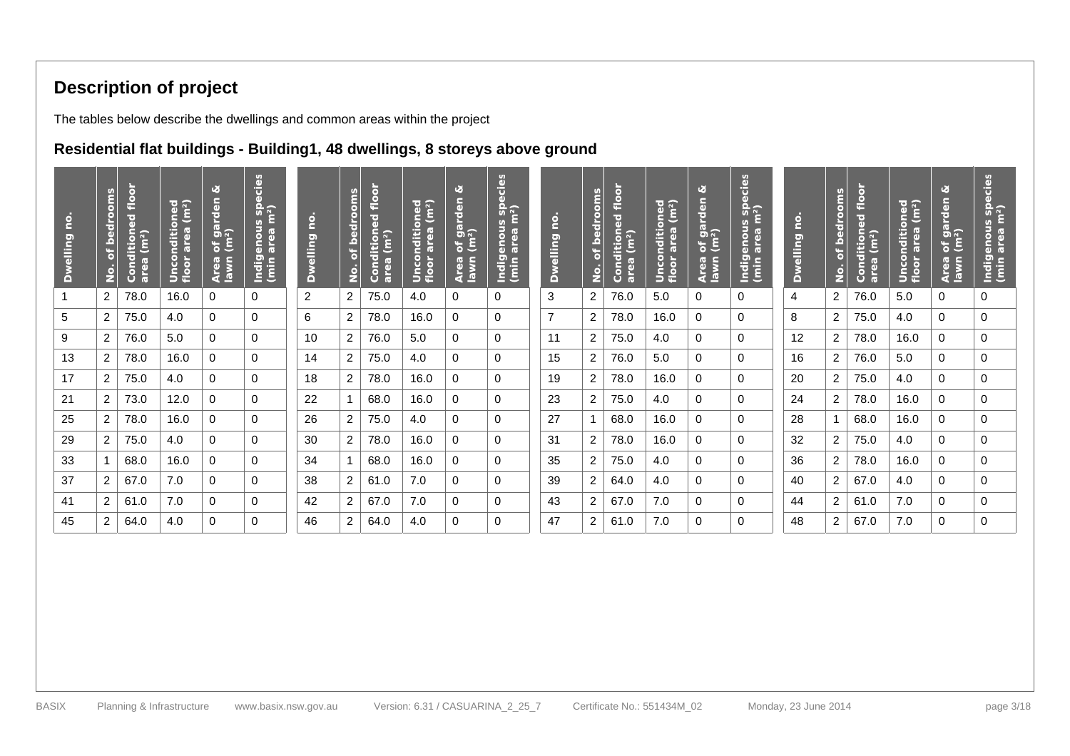## Description of project

The tables below describe the dwellings and common areas within the project

### Residential flat buildings - Building1, 48 dwellings, 8 storeys above ground

| Dwelling no. | No. of bedrooms | Conditioned floor area (m²) | Unconditioned floor area (m²) | Area of garden & lawn (m²) | Indigenous species (min area m²) | Dwelling no. | No. of bedrooms | Conditioned floor area (m²) | Unconditioned floor area (m²) | Area of garden & lawn (m²) | Indigenous species (min area m²) | Dwelling no. | No. of bedrooms | Conditioned floor area (m²) | Unconditioned floor area (m²) | Area of garden & lawn (m²) | Indigenous species (min area m²) | Dwelling no. | No. of bedrooms | Conditioned floor area (m²) | Unconditioned floor area (m²) | Area of garden & lawn (m²) | Indigenous species (min area m²) |
|---|---|---|---|---|---|---|---|---|---|---|---|---|---|---|---|---|---|---|---|---|---|---|---|
| 1 | 2 | 78.0 | 16.0 | 0 | 0 | 2 | 2 | 75.0 | 4.0 | 0 | 0 | 3 | 2 | 76.0 | 5.0 | 0 | 0 | 4 | 2 | 76.0 | 5.0 | 0 | 0 |
| 5 | 2 | 75.0 | 4.0 | 0 | 0 | 6 | 2 | 78.0 | 16.0 | 0 | 0 | 7 | 2 | 78.0 | 16.0 | 0 | 0 | 8 | 2 | 75.0 | 4.0 | 0 | 0 |
| 9 | 2 | 76.0 | 5.0 | 0 | 0 | 10 | 2 | 76.0 | 5.0 | 0 | 0 | 11 | 2 | 75.0 | 4.0 | 0 | 0 | 12 | 2 | 78.0 | 16.0 | 0 | 0 |
| 13 | 2 | 78.0 | 16.0 | 0 | 0 | 14 | 2 | 75.0 | 4.0 | 0 | 0 | 15 | 2 | 76.0 | 5.0 | 0 | 0 | 16 | 2 | 76.0 | 5.0 | 0 | 0 |
| 17 | 2 | 75.0 | 4.0 | 0 | 0 | 18 | 2 | 78.0 | 16.0 | 0 | 0 | 19 | 2 | 78.0 | 16.0 | 0 | 0 | 20 | 2 | 75.0 | 4.0 | 0 | 0 |
| 21 | 2 | 73.0 | 12.0 | 0 | 0 | 22 | 1 | 68.0 | 16.0 | 0 | 0 | 23 | 2 | 75.0 | 4.0 | 0 | 0 | 24 | 2 | 78.0 | 16.0 | 0 | 0 |
| 25 | 2 | 78.0 | 16.0 | 0 | 0 | 26 | 2 | 75.0 | 4.0 | 0 | 0 | 27 | 1 | 68.0 | 16.0 | 0 | 0 | 28 | 1 | 68.0 | 16.0 | 0 | 0 |
| 29 | 2 | 75.0 | 4.0 | 0 | 0 | 30 | 2 | 78.0 | 16.0 | 0 | 0 | 31 | 2 | 78.0 | 16.0 | 0 | 0 | 32 | 2 | 75.0 | 4.0 | 0 | 0 |
| 33 | 1 | 68.0 | 16.0 | 0 | 0 | 34 | 1 | 68.0 | 16.0 | 0 | 0 | 35 | 2 | 75.0 | 4.0 | 0 | 0 | 36 | 2 | 78.0 | 16.0 | 0 | 0 |
| 37 | 2 | 67.0 | 7.0 | 0 | 0 | 38 | 2 | 61.0 | 7.0 | 0 | 0 | 39 | 2 | 64.0 | 4.0 | 0 | 0 | 40 | 2 | 67.0 | 4.0 | 0 | 0 |
| 41 | 2 | 61.0 | 7.0 | 0 | 0 | 42 | 2 | 67.0 | 7.0 | 0 | 0 | 43 | 2 | 67.0 | 7.0 | 0 | 0 | 44 | 2 | 61.0 | 7.0 | 0 | 0 |
| 45 | 2 | 64.0 | 4.0 | 0 | 0 | 46 | 2 | 64.0 | 4.0 | 0 | 0 | 47 | 2 | 61.0 | 7.0 | 0 | 0 | 48 | 2 | 67.0 | 7.0 | 0 | 0 |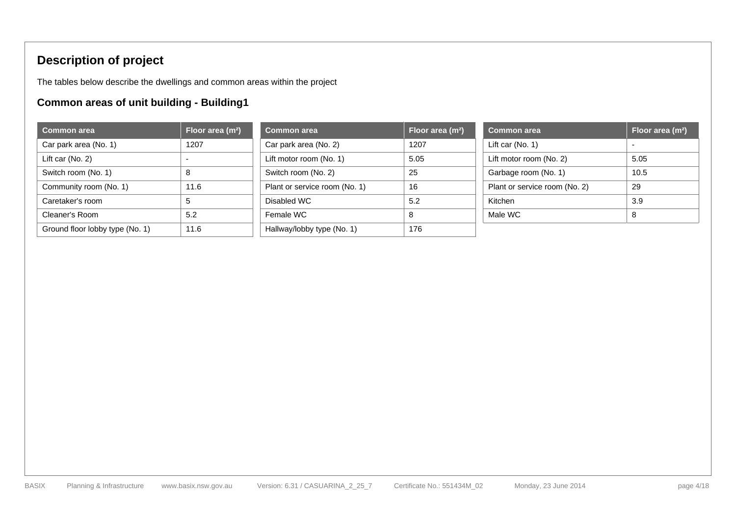# Description of project

The tables below describe the dwellings and common areas within the project

## Common areas of unit building - Building1

| Common area | Floor area (m²) |
|---|---|
| Car park area (No. 1) | 1207 |
| Lift car (No. 2) | - |
| Switch room (No. 1) | 8 |
| Community room (No. 1) | 11.6 |
| Caretaker's room | 5 |
| Cleaner's Room | 5.2 |
| Ground floor lobby type (No. 1) | 11.6 |

| Common area | Floor area (m²) |
|---|---|
| Car park area (No. 2) | 1207 |
| Lift motor room (No. 1) | 5.05 |
| Switch room (No. 2) | 25 |
| Plant or service room (No. 1) | 16 |
| Disabled WC | 5.2 |
| Female WC | 8 |
| Hallway/lobby type (No. 1) | 176 |

| Common area | Floor area (m²) |
|---|---|
| Lift car (No. 1) | - |
| Lift motor room (No. 2) | 5.05 |
| Garbage room (No. 1) | 10.5 |
| Plant or service room (No. 2) | 29 |
| Kitchen | 3.9 |
| Male WC | 8 |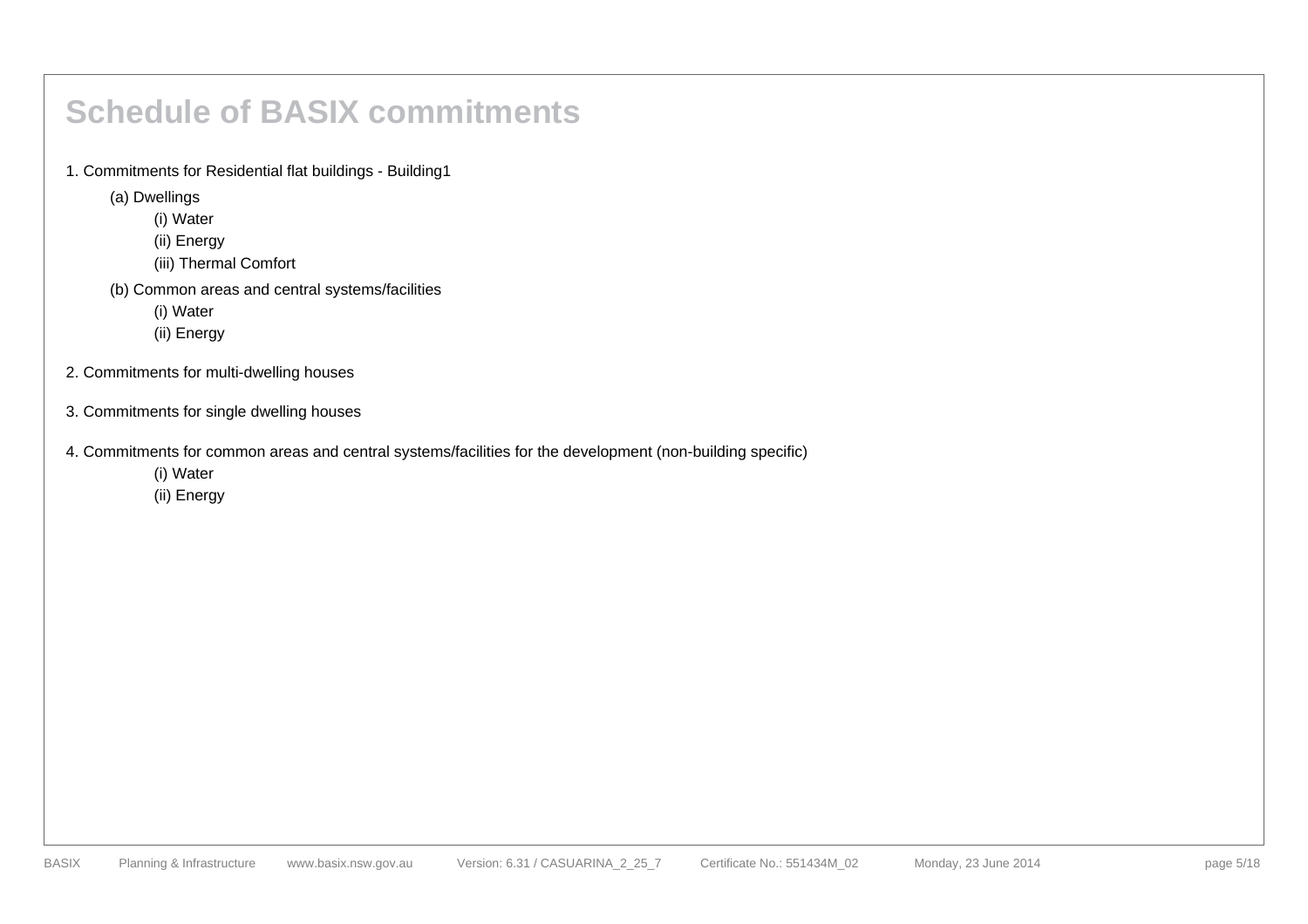# Schedule of BASIX commitments

1. Commitments for Residential flat buildings - Building1
   - (a) Dwellings
     - (i) Water
     - (ii) Energy
     - (iii) Thermal Comfort
   - (b) Common areas and central systems/facilities
     - (i) Water
     - (ii) Energy
2. Commitments for multi-dwelling houses
3. Commitments for single dwelling houses
4. Commitments for common areas and central systems/facilities for the development (non-building specific)
   - (i) Water
   - (ii) Energy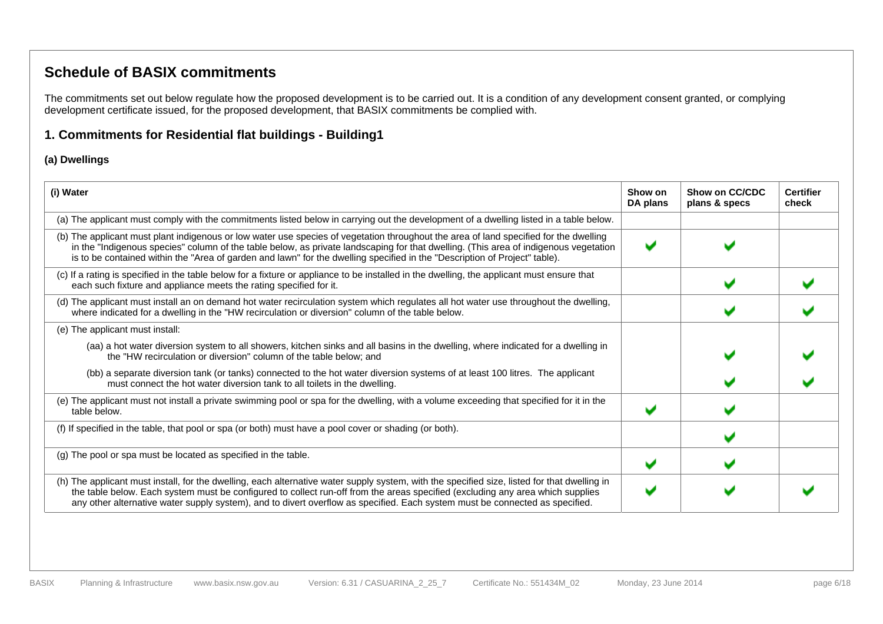## Schedule of BASIX commitments

The commitments set out below regulate how the proposed development is to be carried out. It is a condition of any development consent granted, or complying development certificate issued, for the proposed development, that BASIX commitments be complied with.

### 1. Commitments for Residential flat buildings - Building1

#### (a) Dwellings

| (i) Water | Show on DA plans | Show on CC/CDC plans & specs | Certifier check |
|---|---|---|---|
| (a) The applicant must comply with the commitments listed below in carrying out the development of a dwelling listed in a table below. | | | |
| (b) The applicant must plant indigenous or low water use species of vegetation throughout the area of land specified for the dwelling in the "Indigenous species" column of the table below, as private landscaping for that dwelling. (This area of indigenous vegetation is to be contained within the "Area of garden and lawn" for the dwelling specified in the "Description of Project" table). | ✔ | ✔ | |
| (c) If a rating is specified in the table below for a fixture or appliance to be installed in the dwelling, the applicant must ensure that each such fixture and appliance meets the rating specified for it. | | ✔ | ✔ |
| (d) The applicant must install an on demand hot water recirculation system which regulates all hot water use throughout the dwelling, where indicated for a dwelling in the "HW recirculation or diversion" column of the table below. | | ✔ | ✔ |
| (e) The applicant must install: | | | |
| (aa) a hot water diversion system to all showers, kitchen sinks and all basins in the dwelling, where indicated for a dwelling in the "HW recirculation or diversion" column of the table below; and | | ✔ | ✔ |
| (bb) a separate diversion tank (or tanks) connected to the hot water diversion systems of at least 100 litres. The applicant must connect the hot water diversion tank to all toilets in the dwelling. | | ✔ | ✔ |
| (e) The applicant must not install a private swimming pool or spa for the dwelling, with a volume exceeding that specified for it in the table below. | ✔ | ✔ | |
| (f) If specified in the table, that pool or spa (or both) must have a pool cover or shading (or both). | | ✔ | |
| (g) The pool or spa must be located as specified in the table. | ✔ | ✔ | |
| (h) The applicant must install, for the dwelling, each alternative water supply system, with the specified size, listed for that dwelling in the table below. Each system must be configured to collect run-off from the areas specified (excluding any area which supplies any other alternative water supply system), and to divert overflow as specified. Each system must be connected as specified. | ✔ | ✔ | ✔ |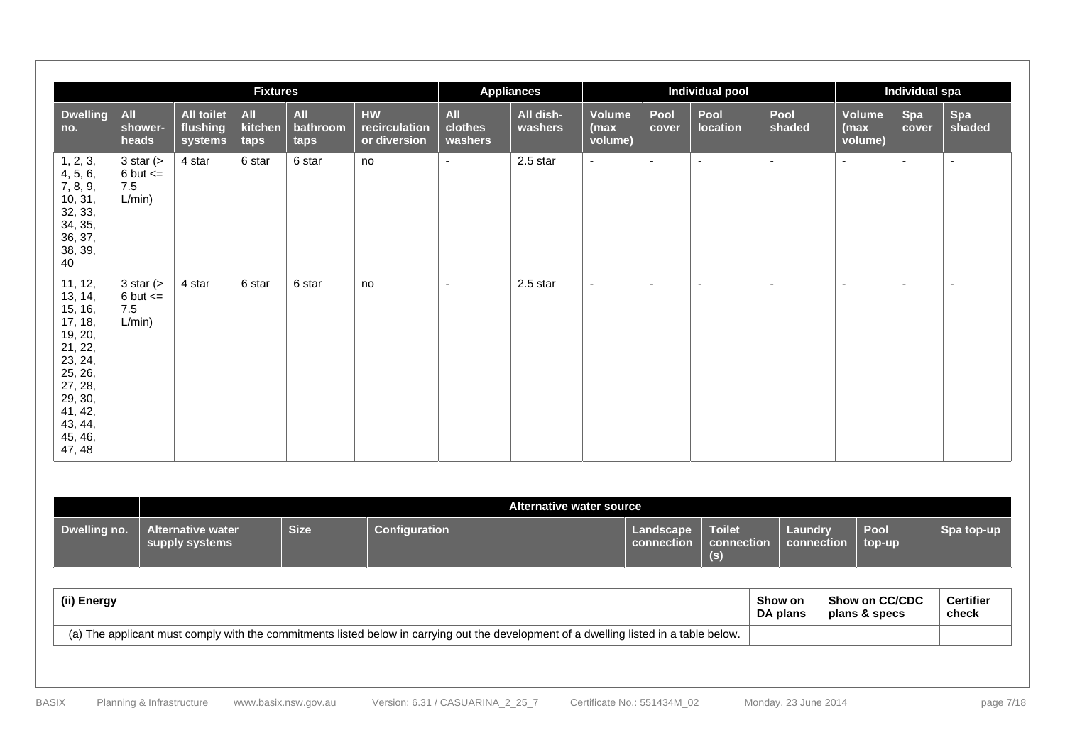| | Fixtures | | | | | Appliances | | Individual pool | | | | Individual spa | | |
|---|---|---|---|---|---|---|---|---|---|---|---|---|---|---|
| Dwelling no. | All shower-heads | All toilet flushing systems | All kitchen taps | All bathroom taps | HW recirculation or diversion | All clothes washers | All dish-washers | Volume (max volume) | Pool cover | Pool location | Pool shaded | Volume (max volume) | Spa cover | Spa shaded |
| 1, 2, 3, 4, 5, 6, 7, 8, 9, 10, 31, 32, 33, 34, 35, 36, 37, 38, 39, 40 | 3 star (> 6 but <= 7.5 L/min) | 4 star | 6 star | 6 star | no | - | 2.5 star | - | - | - | - | - | - | - |
| 11, 12, 13, 14, 15, 16, 17, 18, 19, 20, 21, 22, 23, 24, 25, 26, 27, 28, 29, 30, 41, 42, 43, 44, 45, 46, 47, 48 | 3 star (> 6 but <= 7.5 L/min) | 4 star | 6 star | 6 star | no | - | 2.5 star | - | - | - | - | - | - | - |

| | Alternative water source | | | | | | | |
|---|---|---|---|---|---|---|---|---|
| Dwelling no. | Alternative water supply systems | Size | Configuration | Landscape connection | Toilet connection (s) | Laundry connection | Pool top-up | Spa top-up |

| (ii) Energy | Show on DA plans | Show on CC/CDC plans & specs | Certifier check |
|---|---|---|---|
| (a) The applicant must comply with the commitments listed below in carrying out the development of a dwelling listed in a table below. | | | |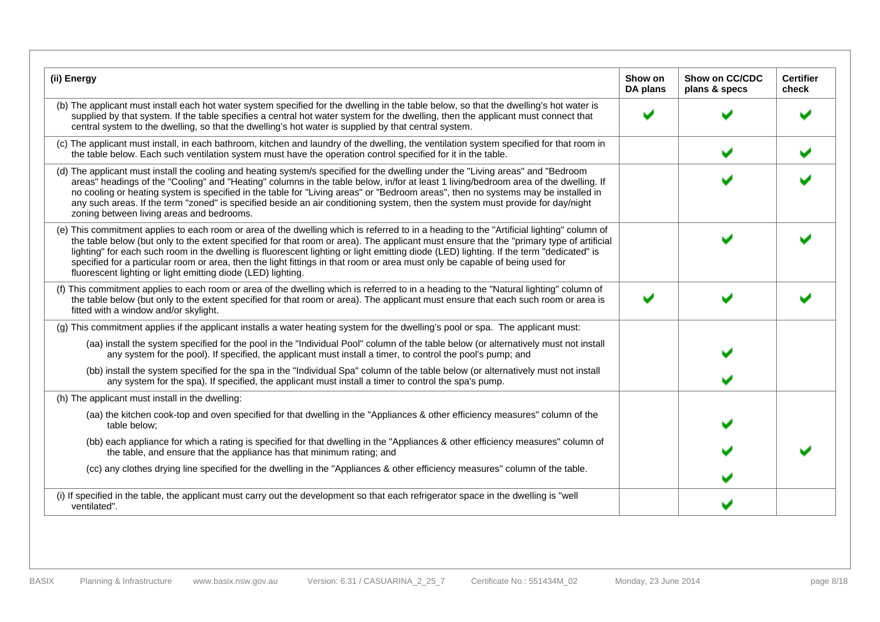| (ii) Energy | Show on DA plans | Show on CC/CDC plans & specs | Certifier check |
|---|---|---|---|
| (b) The applicant must install each hot water system specified for the dwelling in the table below, so that the dwelling's hot water is supplied by that system. If the table specifies a central hot water system for the dwelling, then the applicant must connect that central system to the dwelling, so that the dwelling's hot water is supplied by that central system. | ✔ | ✔ | ✔ |
| (c) The applicant must install, in each bathroom, kitchen and laundry of the dwelling, the ventilation system specified for that room in the table below. Each such ventilation system must have the operation control specified for it in the table. | | ✔ | ✔ |
| (d) The applicant must install the cooling and heating system/s specified for the dwelling under the "Living areas" and "Bedroom areas" headings of the "Cooling" and "Heating" columns in the table below, in/for at least 1 living/bedroom area of the dwelling. If no cooling or heating system is specified in the table for "Living areas" or "Bedroom areas", then no systems may be installed in any such areas. If the term "zoned" is specified beside an air conditioning system, then the system must provide for day/night zoning between living areas and bedrooms. | | ✔ | ✔ |
| (e) This commitment applies to each room or area of the dwelling which is referred to in a heading to the "Artificial lighting" column of the table below (but only to the extent specified for that room or area). The applicant must ensure that the "primary type of artificial lighting" for each such room in the dwelling is fluorescent lighting or light emitting diode (LED) lighting. If the term "dedicated" is specified for a particular room or area, then the light fittings in that room or area must only be capable of being used for fluorescent lighting or light emitting diode (LED) lighting. | | ✔ | ✔ |
| (f) This commitment applies to each room or area of the dwelling which is referred to in a heading to the "Natural lighting" column of the table below (but only to the extent specified for that room or area). The applicant must ensure that each such room or area is fitted with a window and/or skylight. | ✔ | ✔ | ✔ |
| (g) This commitment applies if the applicant installs a water heating system for the dwelling's pool or spa. The applicant must: | | | |
| (aa) install the system specified for the pool in the "Individual Pool" column of the table below (or alternatively must not install any system for the pool). If specified, the applicant must install a timer, to control the pool's pump; and | | ✔ | |
| (bb) install the system specified for the spa in the "Individual Spa" column of the table below (or alternatively must not install any system for the spa). If specified, the applicant must install a timer to control the spa's pump. | | ✔ | |
| (h) The applicant must install in the dwelling: | | | |
| (aa) the kitchen cook-top and oven specified for that dwelling in the "Appliances & other efficiency measures" column of the table below; | | ✔ | |
| (bb) each appliance for which a rating is specified for that dwelling in the "Appliances & other efficiency measures" column of the table, and ensure that the appliance has that minimum rating; and | | ✔ | ✔ |
| (cc) any clothes drying line specified for the dwelling in the "Appliances & other efficiency measures" column of the table. | | ✔ | |
| (i) If specified in the table, the applicant must carry out the development so that each refrigerator space in the dwelling is "well ventilated". | | ✔ | |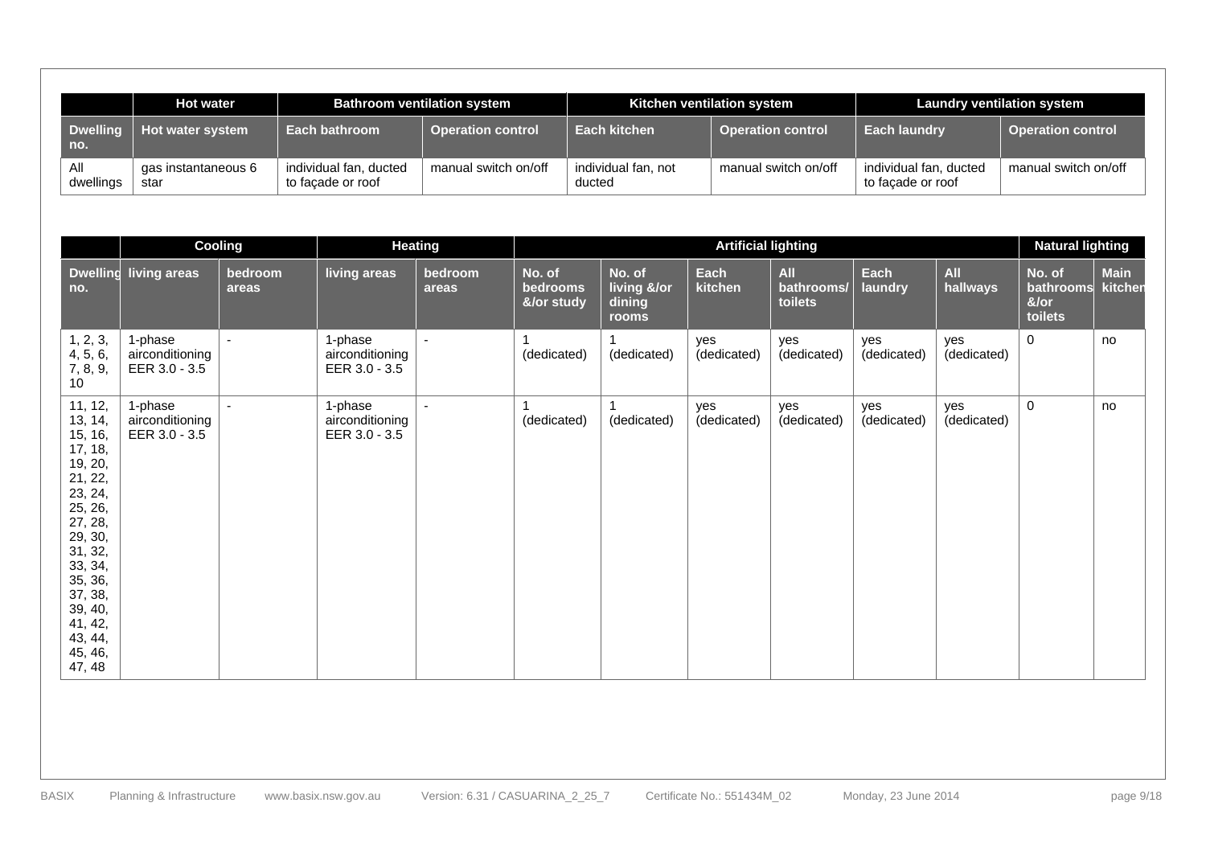| | Hot water | Bathroom ventilation system | | Kitchen ventilation system | | Laundry ventilation system | |
|---|---|---|---|---|---|---|---|
| Dwelling no. | Hot water system | Each bathroom | Operation control | Each kitchen | Operation control | Each laundry | Operation control |
| All dwellings | gas instantaneous 6 star | individual fan, ducted to façade or roof | manual switch on/off | individual fan, not ducted | manual switch on/off | individual fan, ducted to façade or roof | manual switch on/off |

| | Cooling | | Heating | | Artificial lighting | | | | | | Natural lighting | |
|---|---|---|---|---|---|---|---|---|---|---|---|---|
| Dwelling no. | living areas | bedroom areas | living areas | bedroom areas | No. of bedrooms &/or study | No. of living &/or dining rooms | Each kitchen | All bathrooms/ toilets | Each laundry | All hallways | No. of bathrooms &/or toilets | Main kitchen |
| 1, 2, 3, 4, 5, 6, 7, 8, 9, 10 | 1-phase airconditioning EER 3.0 - 3.5 | - | 1-phase airconditioning EER 3.0 - 3.5 | - | 1 (dedicated) | 1 (dedicated) | yes (dedicated) | yes (dedicated) | yes (dedicated) | yes (dedicated) | 0 | no |
| 11, 12, 13, 14, 15, 16, 17, 18, 19, 20, 21, 22, 23, 24, 25, 26, 27, 28, 29, 30, 31, 32, 33, 34, 35, 36, 37, 38, 39, 40, 41, 42, 43, 44, 45, 46, 47, 48 | 1-phase airconditioning EER 3.0 - 3.5 | - | 1-phase airconditioning EER 3.0 - 3.5 | - | 1 (dedicated) | 1 (dedicated) | yes (dedicated) | yes (dedicated) | yes (dedicated) | yes (dedicated) | 0 | no |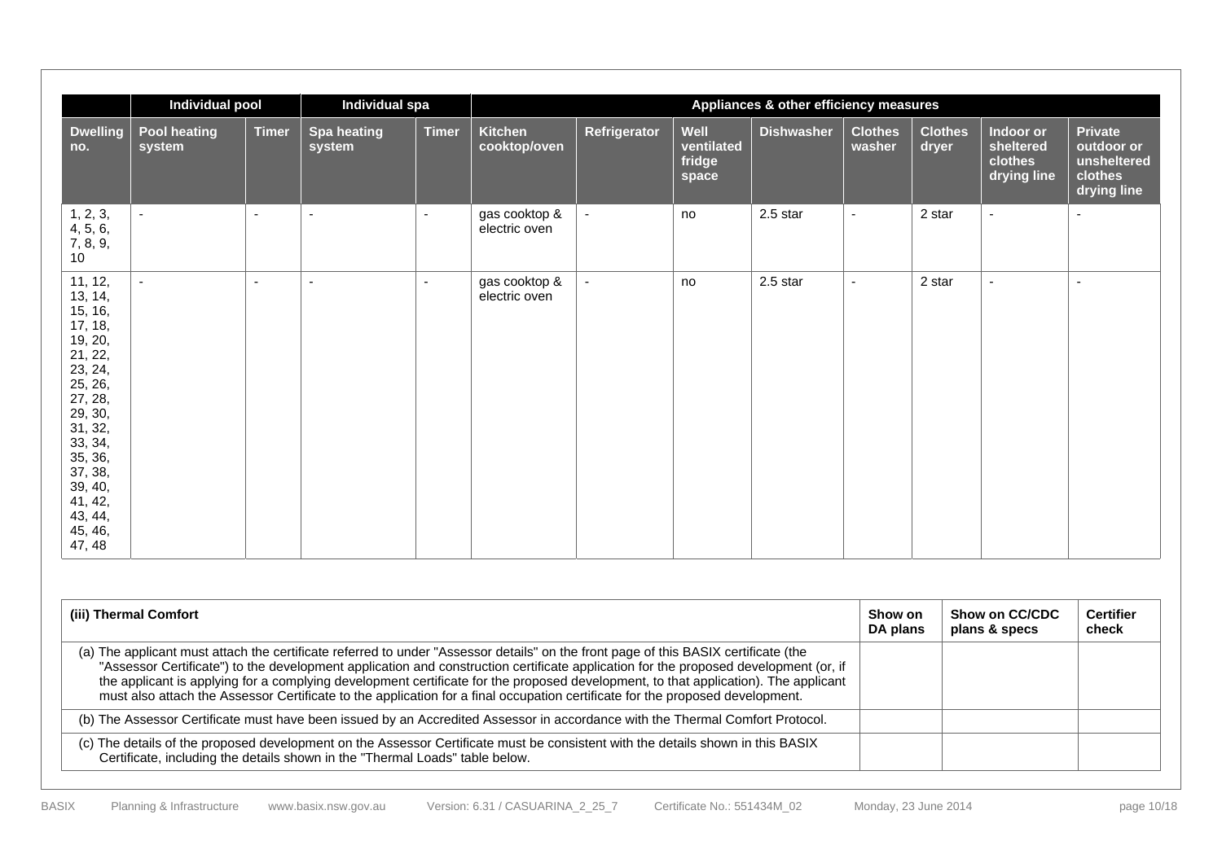| | Individual pool | | Individual spa | | Appliances & other efficiency measures | | | | | | | |
|---|---|---|---|---|---|---|---|---|---|---|---|---|
| Dwelling no. | Pool heating system | Timer | Spa heating system | Timer | Kitchen cooktop/oven | Refrigerator | Well ventilated fridge space | Dishwasher | Clothes washer | Clothes dryer | Indoor or sheltered clothes drying line | Private outdoor or unsheltered clothes drying line |
| 1, 2, 3, 4, 5, 6, 7, 8, 9, 10 | - | - | - | - | gas cooktop & electric oven | - | no | 2.5 star | - | 2 star | - | - |
| 11, 12, 13, 14, 15, 16, 17, 18, 19, 20, 21, 22, 23, 24, 25, 26, 27, 28, 29, 30, 31, 32, 33, 34, 35, 36, 37, 38, 39, 40, 41, 42, 43, 44, 45, 46, 47, 48 | - | - | - | - | gas cooktop & electric oven | - | no | 2.5 star | - | 2 star | - | - |

| (iii) Thermal Comfort | Show on DA plans | Show on CC/CDC plans & specs | Certifier check |
|---|---|---|---|
| (a) The applicant must attach the certificate referred to under "Assessor details" on the front page of this BASIX certificate (the "Assessor Certificate") to the development application and construction certificate application for the proposed development (or, if the applicant is applying for a complying development certificate for the proposed development, to that application). The applicant must also attach the Assessor Certificate to the application for a final occupation certificate for the proposed development. | | | |
| (b) The Assessor Certificate must have been issued by an Accredited Assessor in accordance with the Thermal Comfort Protocol. | | | |
| (c) The details of the proposed development on the Assessor Certificate must be consistent with the details shown in this BASIX Certificate, including the details shown in the "Thermal Loads" table below. | | | |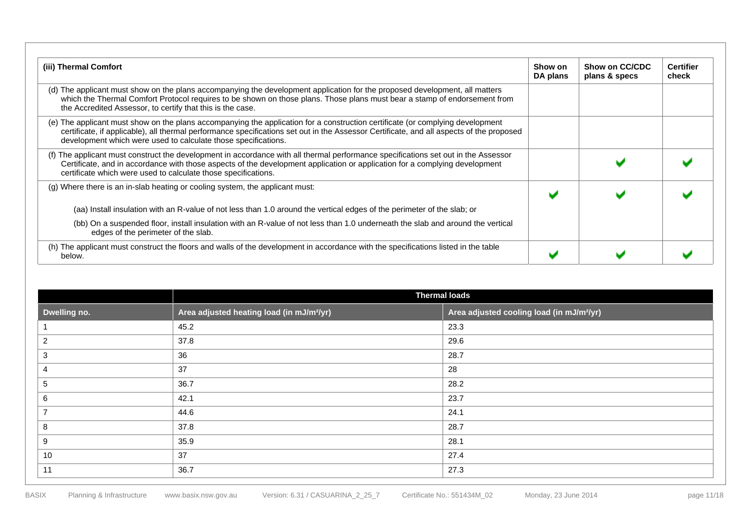| (iii) Thermal Comfort | Show on DA plans | Show on CC/CDC plans & specs | Certifier check |
|---|---|---|---|
| (d) The applicant must show on the plans accompanying the development application for the proposed development, all matters which the Thermal Comfort Protocol requires to be shown on those plans. Those plans must bear a stamp of endorsement from the Accredited Assessor, to certify that this is the case. | | | |
| (e) The applicant must show on the plans accompanying the application for a construction certificate (or complying development certificate, if applicable), all thermal performance specifications set out in the Assessor Certificate, and all aspects of the proposed development which were used to calculate those specifications. | | | |
| (f) The applicant must construct the development in accordance with all thermal performance specifications set out in the Assessor Certificate, and in accordance with those aspects of the development application or application for a complying development certificate which were used to calculate those specifications. | | ✔ | ✔ |
| (g) Where there is an in-slab heating or cooling system, the applicant must: | ✔ | ✔ | ✔ |
| (aa) Install insulation with an R-value of not less than 1.0 around the vertical edges of the perimeter of the slab; or | | | |
| (bb) On a suspended floor, install insulation with an R-value of not less than 1.0 underneath the slab and around the vertical edges of the perimeter of the slab. | | | |
| (h) The applicant must construct the floors and walls of the development in accordance with the specifications listed in the table below. | ✔ | ✔ | ✔ |

| | Thermal loads | |
|---|---|---|
| Dwelling no. | Area adjusted heating load (in mJ/m²/yr) | Area adjusted cooling load (in mJ/m²/yr) |
| 1 | 45.2 | 23.3 |
| 2 | 37.8 | 29.6 |
| 3 | 36 | 28.7 |
| 4 | 37 | 28 |
| 5 | 36.7 | 28.2 |
| 6 | 42.1 | 23.7 |
| 7 | 44.6 | 24.1 |
| 8 | 37.8 | 28.7 |
| 9 | 35.9 | 28.1 |
| 10 | 37 | 27.4 |
| 11 | 36.7 | 27.3 |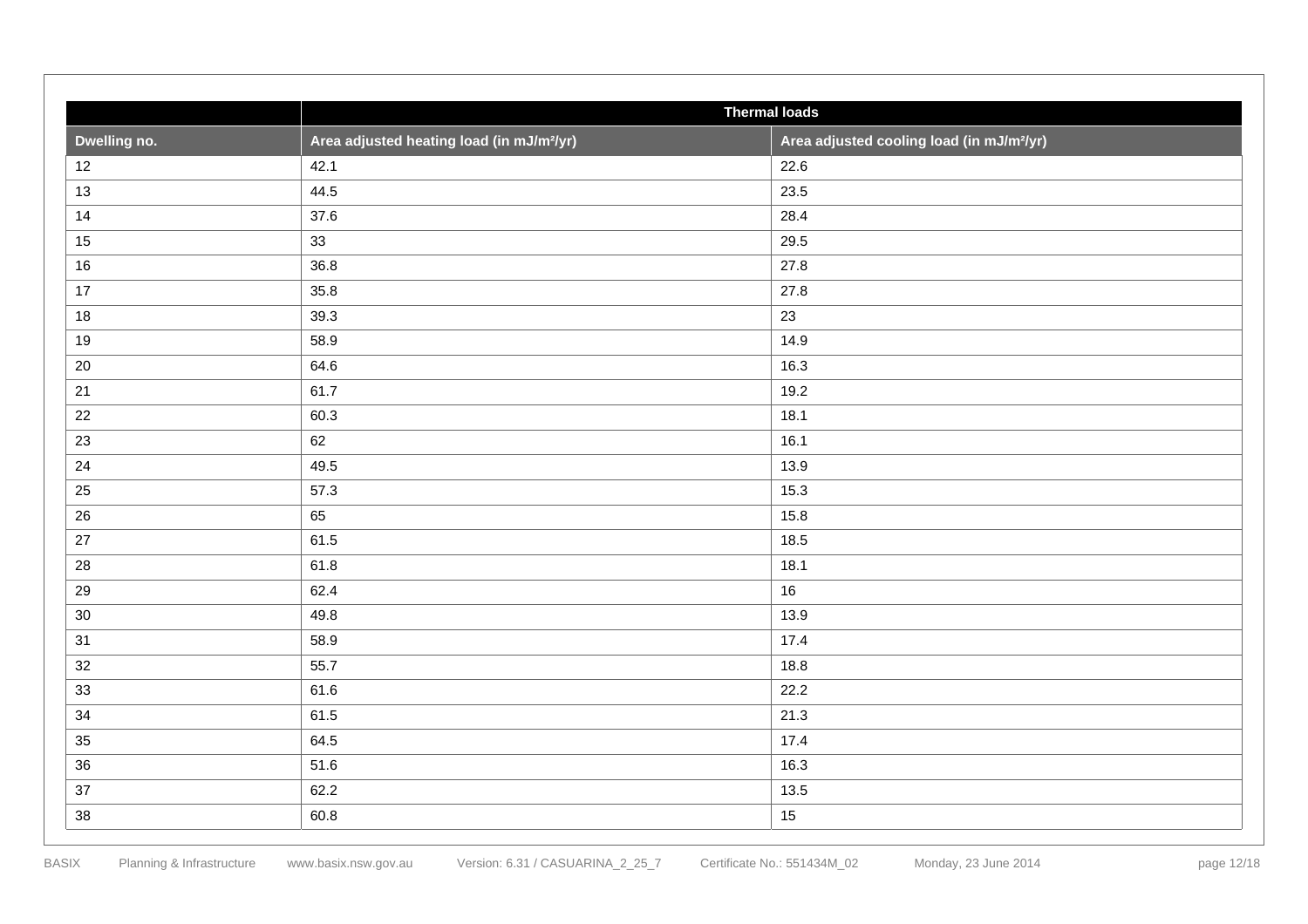| | Thermal loads | |
|---|---|---|
| Dwelling no. | Area adjusted heating load (in mJ/m²/yr) | Area adjusted cooling load (in mJ/m²/yr) |
| 12 | 42.1 | 22.6 |
| 13 | 44.5 | 23.5 |
| 14 | 37.6 | 28.4 |
| 15 | 33 | 29.5 |
| 16 | 36.8 | 27.8 |
| 17 | 35.8 | 27.8 |
| 18 | 39.3 | 23 |
| 19 | 58.9 | 14.9 |
| 20 | 64.6 | 16.3 |
| 21 | 61.7 | 19.2 |
| 22 | 60.3 | 18.1 |
| 23 | 62 | 16.1 |
| 24 | 49.5 | 13.9 |
| 25 | 57.3 | 15.3 |
| 26 | 65 | 15.8 |
| 27 | 61.5 | 18.5 |
| 28 | 61.8 | 18.1 |
| 29 | 62.4 | 16 |
| 30 | 49.8 | 13.9 |
| 31 | 58.9 | 17.4 |
| 32 | 55.7 | 18.8 |
| 33 | 61.6 | 22.2 |
| 34 | 61.5 | 21.3 |
| 35 | 64.5 | 17.4 |
| 36 | 51.6 | 16.3 |
| 37 | 62.2 | 13.5 |
| 38 | 60.8 | 15 |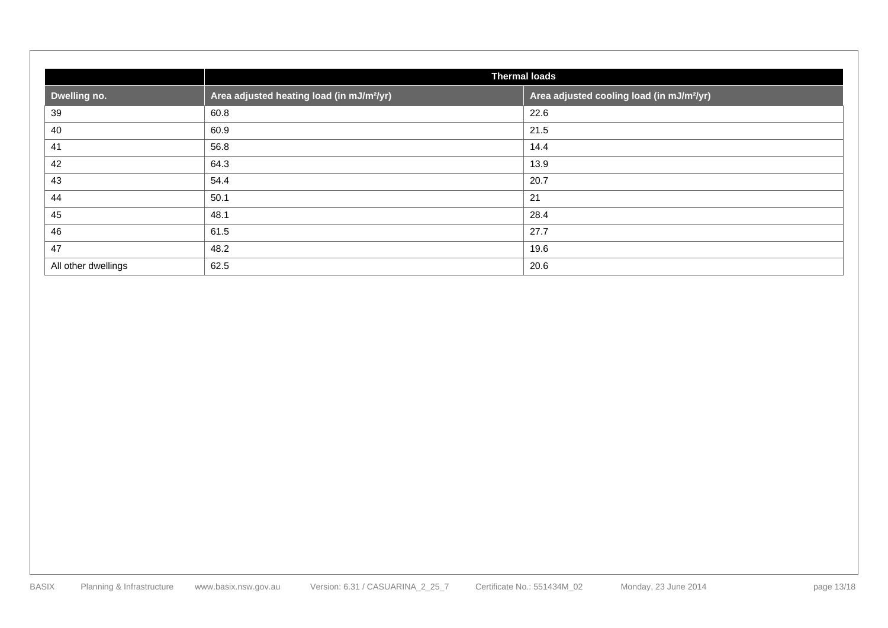| | Thermal loads | |
|---|---|---|
| Dwelling no. | Area adjusted heating load (in mJ/m²/yr) | Area adjusted cooling load (in mJ/m²/yr) |
| 39 | 60.8 | 22.6 |
| 40 | 60.9 | 21.5 |
| 41 | 56.8 | 14.4 |
| 42 | 64.3 | 13.9 |
| 43 | 54.4 | 20.7 |
| 44 | 50.1 | 21 |
| 45 | 48.1 | 28.4 |
| 46 | 61.5 | 27.7 |
| 47 | 48.2 | 19.6 |
| All other dwellings | 62.5 | 20.6 |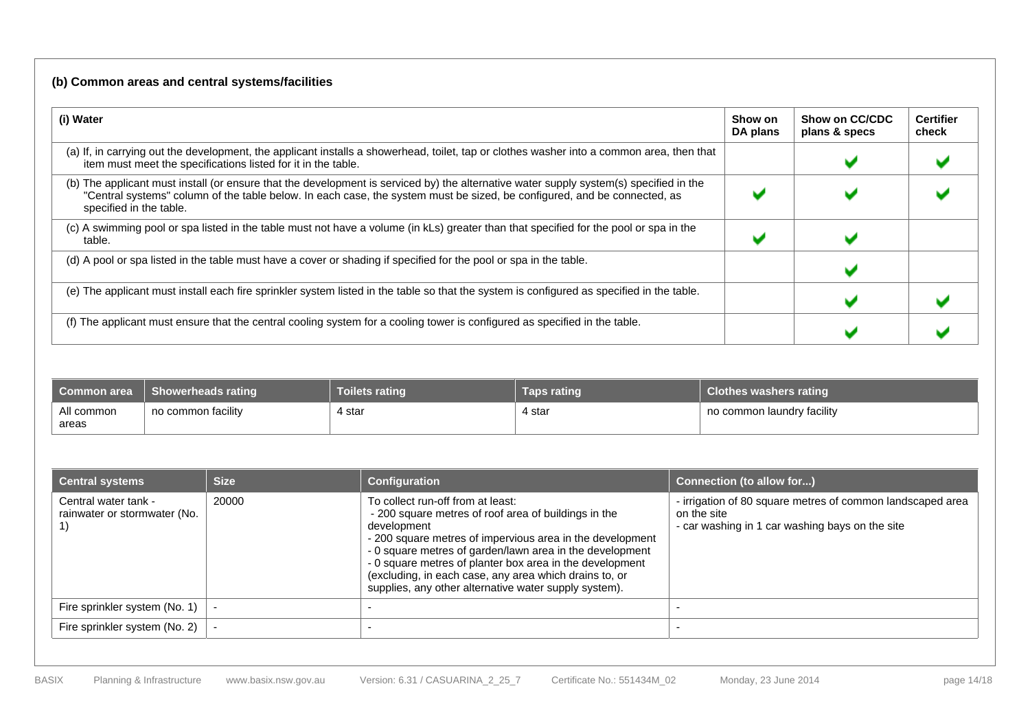### (b) Common areas and central systems/facilities

| (i) Water | Show on DA plans | Show on CC/CDC plans & specs | Certifier check |
|---|---|---|---|
| (a) If, in carrying out the development, the applicant installs a showerhead, toilet, tap or clothes washer into a common area, then that item must meet the specifications listed for it in the table. | | ✔ | ✔ |
| (b) The applicant must install (or ensure that the development is serviced by) the alternative water supply system(s) specified in the "Central systems" column of the table below. In each case, the system must be sized, be configured, and be connected, as specified in the table. | ✔ | ✔ | ✔ |
| (c) A swimming pool or spa listed in the table must not have a volume (in kLs) greater than that specified for the pool or spa in the table. | ✔ | ✔ | |
| (d) A pool or spa listed in the table must have a cover or shading if specified for the pool or spa in the table. | | ✔ | |
| (e) The applicant must install each fire sprinkler system listed in the table so that the system is configured as specified in the table. | | ✔ | ✔ |
| (f) The applicant must ensure that the central cooling system for a cooling tower is configured as specified in the table. | | ✔ | ✔ |

| Common area | Showerheads rating | Toilets rating | Taps rating | Clothes washers rating |
|---|---|---|---|---|
| All common areas | no common facility | 4 star | 4 star | no common laundry facility |

| Central systems | Size | Configuration | Connection (to allow for...) |
|---|---|---|---|
| Central water tank - rainwater or stormwater (No. 1) | 20000 | To collect run-off from at least:<br>- 200 square metres of roof area of buildings in the development<br>- 200 square metres of impervious area in the development<br>- 0 square metres of garden/lawn area in the development<br>- 0 square metres of planter box area in the development<br>(excluding, in each case, any area which drains to, or supplies, any other alternative water supply system). | - irrigation of 80 square metres of common landscaped area on the site<br>- car washing in 1 car washing bays on the site |
| Fire sprinkler system (No. 1) | - | - | - |
| Fire sprinkler system (No. 2) | - | - | - |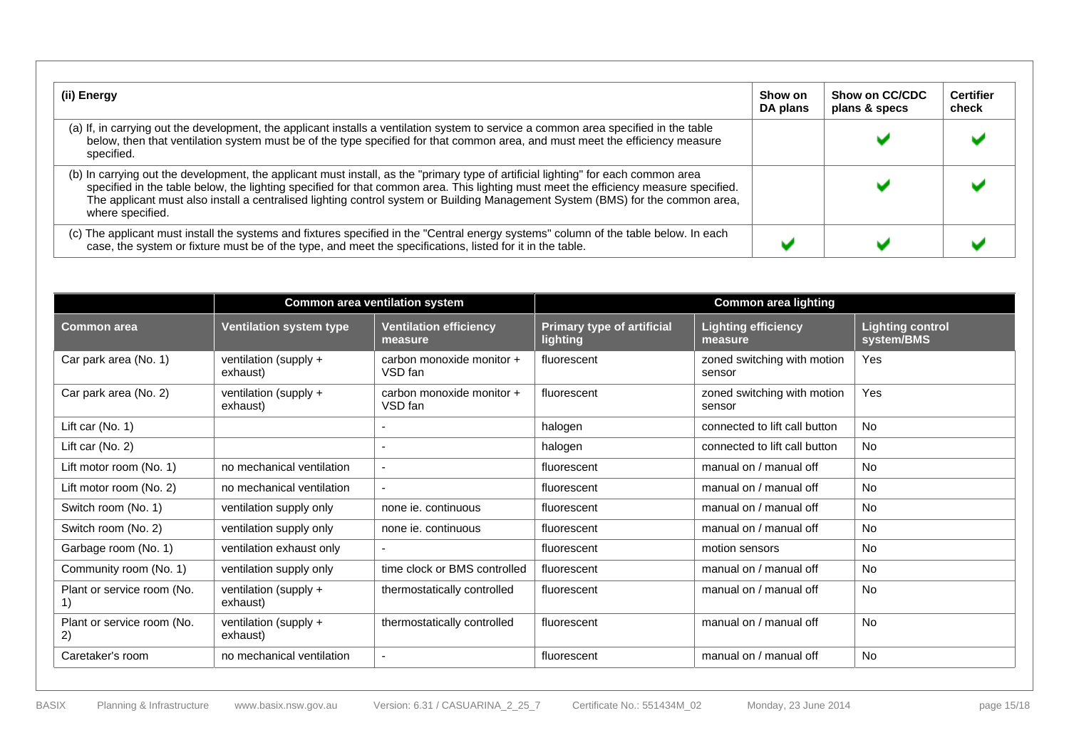| (ii) Energy | Show on DA plans | Show on CC/CDC plans & specs | Certifier check |
|---|---|---|---|
| (a) If, in carrying out the development, the applicant installs a ventilation system to service a common area specified in the table below, then that ventilation system must be of the type specified for that common area, and must meet the efficiency measure specified. | | ✔ | ✔ |
| (b) In carrying out the development, the applicant must install, as the "primary type of artificial lighting" for each common area specified in the table below, the lighting specified for that common area. This lighting must meet the efficiency measure specified. The applicant must also install a centralised lighting control system or Building Management System (BMS) for the common area, where specified. | | ✔ | ✔ |
| (c) The applicant must install the systems and fixtures specified in the "Central energy systems" column of the table below. In each case, the system or fixture must be of the type, and meet the specifications, listed for it in the table. | ✔ | ✔ | ✔ |

| | Common area ventilation system | | Common area lighting | | |
|---|---|---|---|---|---|
| **Common area** | **Ventilation system type** | **Ventilation efficiency measure** | **Primary type of artificial lighting** | **Lighting efficiency measure** | **Lighting control system/BMS** |
| Car park area (No. 1) | ventilation (supply + exhaust) | carbon monoxide monitor + VSD fan | fluorescent | zoned switching with motion sensor | Yes |
| Car park area (No. 2) | ventilation (supply + exhaust) | carbon monoxide monitor + VSD fan | fluorescent | zoned switching with motion sensor | Yes |
| Lift car (No. 1) | | - | halogen | connected to lift call button | No |
| Lift car (No. 2) | | - | halogen | connected to lift call button | No |
| Lift motor room (No. 1) | no mechanical ventilation | - | fluorescent | manual on / manual off | No |
| Lift motor room (No. 2) | no mechanical ventilation | - | fluorescent | manual on / manual off | No |
| Switch room (No. 1) | ventilation supply only | none ie. continuous | fluorescent | manual on / manual off | No |
| Switch room (No. 2) | ventilation supply only | none ie. continuous | fluorescent | manual on / manual off | No |
| Garbage room (No. 1) | ventilation exhaust only | - | fluorescent | motion sensors | No |
| Community room (No. 1) | ventilation supply only | time clock or BMS controlled | fluorescent | manual on / manual off | No |
| Plant or service room (No. 1) | ventilation (supply + exhaust) | thermostatically controlled | fluorescent | manual on / manual off | No |
| Plant or service room (No. 2) | ventilation (supply + exhaust) | thermostatically controlled | fluorescent | manual on / manual off | No |
| Caretaker's room | no mechanical ventilation | - | fluorescent | manual on / manual off | No |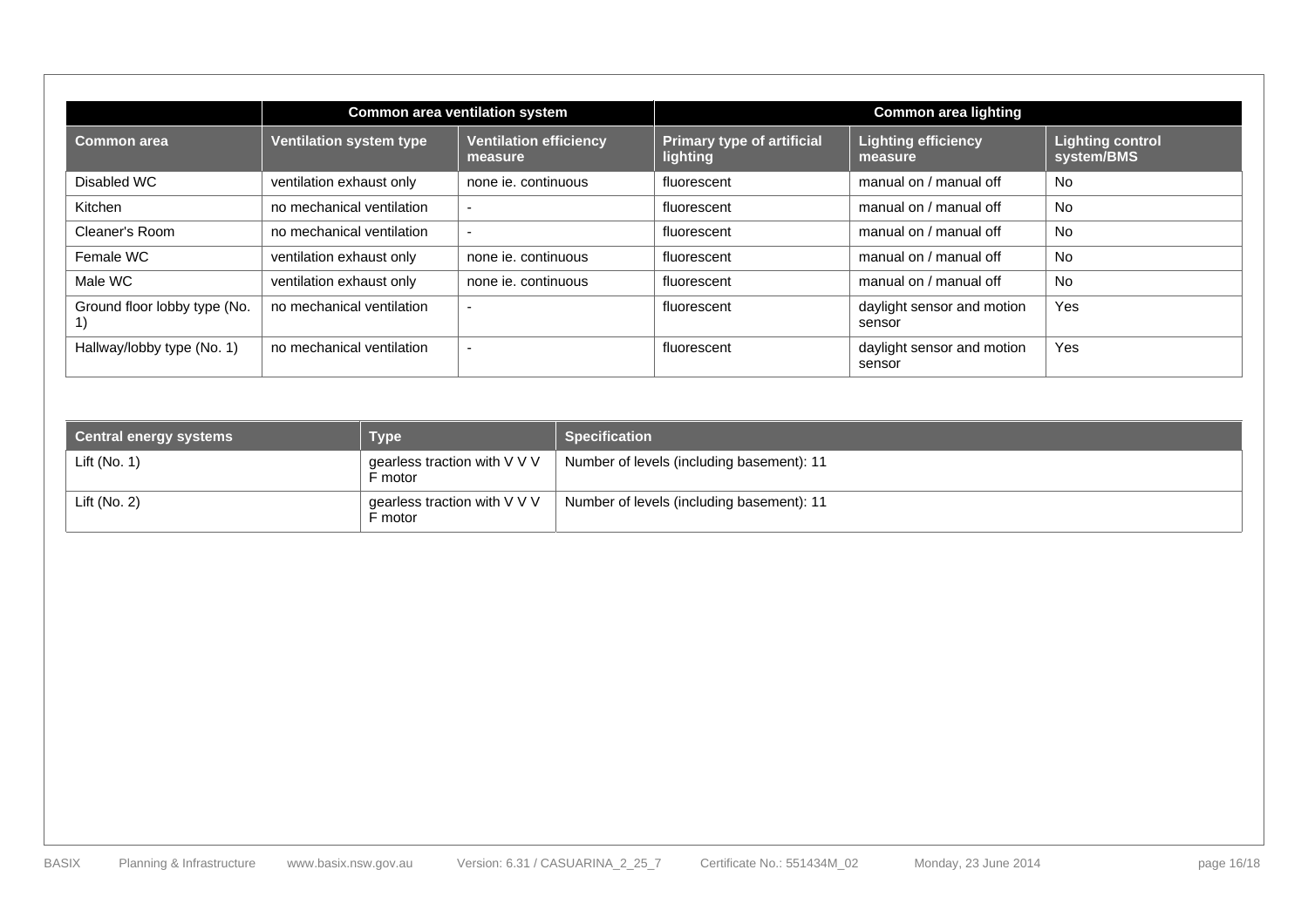| | Common area ventilation system | | Common area lighting | | |
|---|---|---|---|---|---|
| **Common area** | **Ventilation system type** | **Ventilation efficiency measure** | **Primary type of artificial lighting** | **Lighting efficiency measure** | **Lighting control system/BMS** |
| Disabled WC | ventilation exhaust only | none ie. continuous | fluorescent | manual on / manual off | No |
| Kitchen | no mechanical ventilation | - | fluorescent | manual on / manual off | No |
| Cleaner's Room | no mechanical ventilation | - | fluorescent | manual on / manual off | No |
| Female WC | ventilation exhaust only | none ie. continuous | fluorescent | manual on / manual off | No |
| Male WC | ventilation exhaust only | none ie. continuous | fluorescent | manual on / manual off | No |
| Ground floor lobby type (No. 1) | no mechanical ventilation | - | fluorescent | daylight sensor and motion sensor | Yes |
| Hallway/lobby type (No. 1) | no mechanical ventilation | - | fluorescent | daylight sensor and motion sensor | Yes |

| Central energy systems | Type | Specification |
|---|---|---|
| Lift (No. 1) | gearless traction with V V V F motor | Number of levels (including basement): 11 |
| Lift (No. 2) | gearless traction with V V V F motor | Number of levels (including basement): 11 |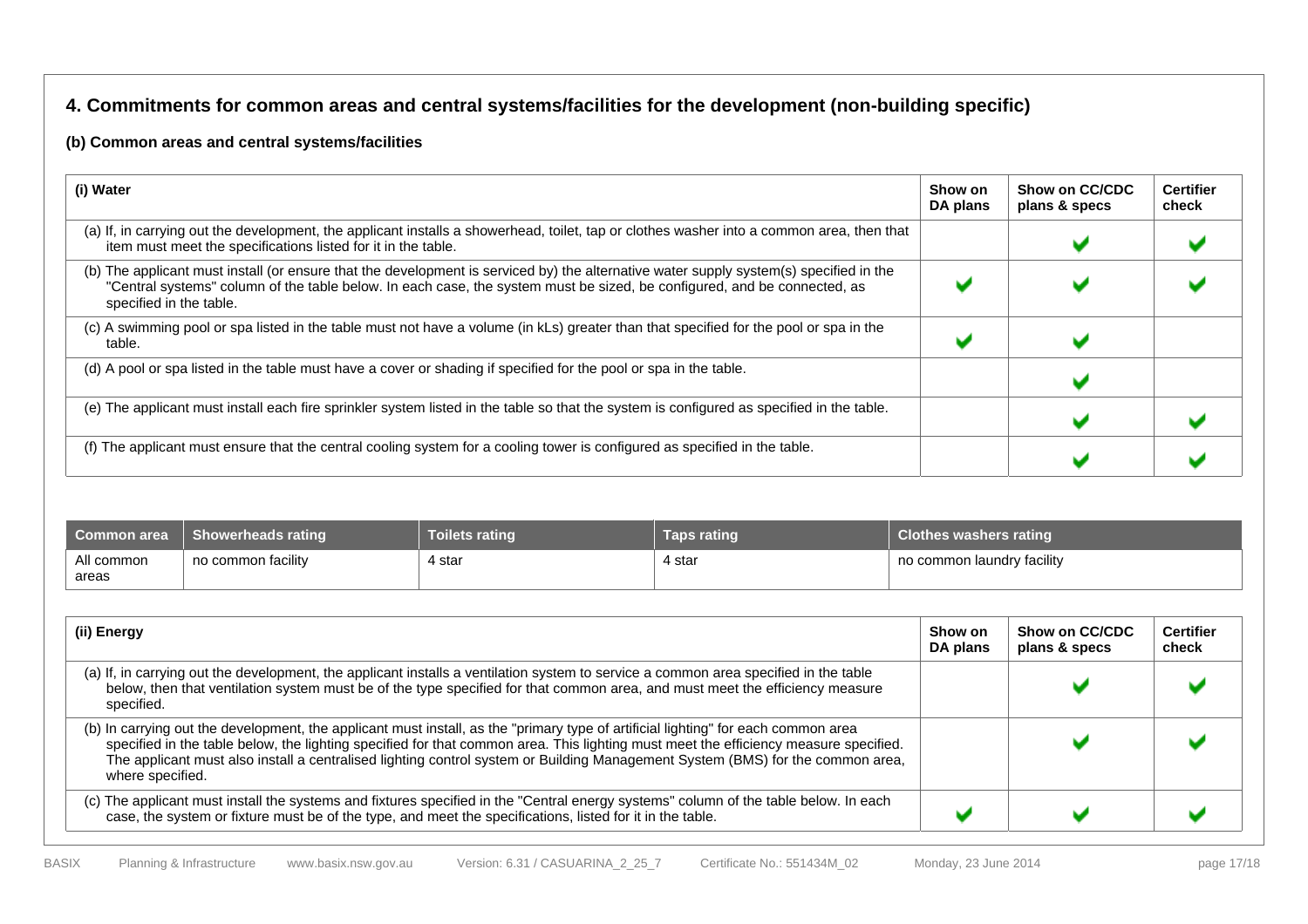## 4. Commitments for common areas and central systems/facilities for the development (non-building specific)

### (b) Common areas and central systems/facilities

| (i) Water | Show on DA plans | Show on CC/CDC plans & specs | Certifier check |
|---|---|---|---|
| (a) If, in carrying out the development, the applicant installs a showerhead, toilet, tap or clothes washer into a common area, then that item must meet the specifications listed for it in the table. | | ✔ | ✔ |
| (b) The applicant must install (or ensure that the development is serviced by) the alternative water supply system(s) specified in the "Central systems" column of the table below. In each case, the system must be sized, be configured, and be connected, as specified in the table. | ✔ | ✔ | ✔ |
| (c) A swimming pool or spa listed in the table must not have a volume (in kLs) greater than that specified for the pool or spa in the table. | ✔ | ✔ | |
| (d) A pool or spa listed in the table must have a cover or shading if specified for the pool or spa in the table. | | ✔ | |
| (e) The applicant must install each fire sprinkler system listed in the table so that the system is configured as specified in the table. | | ✔ | ✔ |
| (f) The applicant must ensure that the central cooling system for a cooling tower is configured as specified in the table. | | ✔ | ✔ |

| Common area | Showerheads rating | Toilets rating | Taps rating | Clothes washers rating |
|---|---|---|---|---|
| All common areas | no common facility | 4 star | 4 star | no common laundry facility |

| (ii) Energy | Show on DA plans | Show on CC/CDC plans & specs | Certifier check |
|---|---|---|---|
| (a) If, in carrying out the development, the applicant installs a ventilation system to service a common area specified in the table below, then that ventilation system must be of the type specified for that common area, and must meet the efficiency measure specified. | | ✔ | ✔ |
| (b) In carrying out the development, the applicant must install, as the "primary type of artificial lighting" for each common area specified in the table below, the lighting specified for that common area. This lighting must meet the efficiency measure specified. The applicant must also install a centralised lighting control system or Building Management System (BMS) for the common area, where specified. | | ✔ | ✔ |
| (c) The applicant must install the systems and fixtures specified in the "Central energy systems" column of the table below. In each case, the system or fixture must be of the type, and meet the specifications, listed for it in the table. | ✔ | ✔ | ✔ |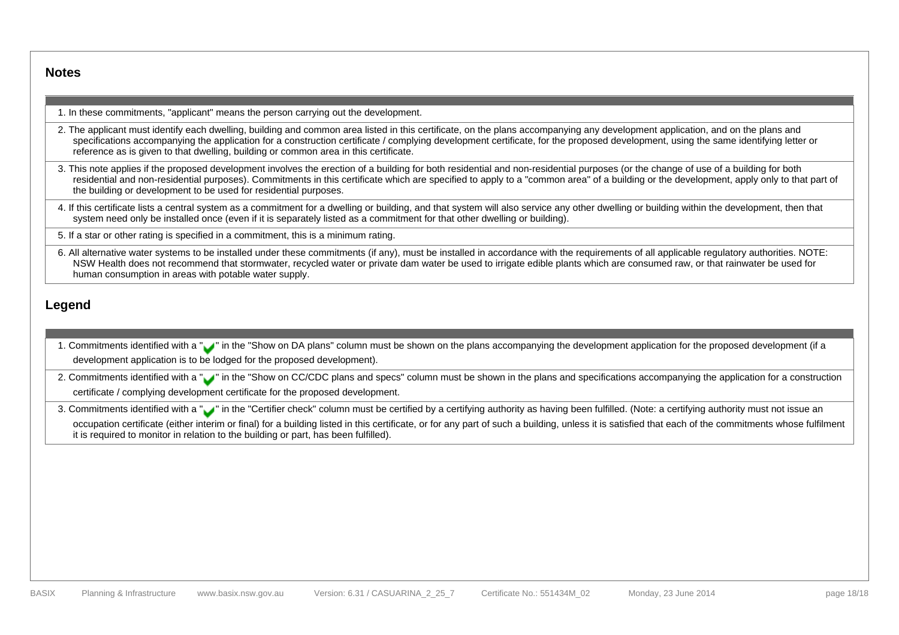## Notes

1. In these commitments, "applicant" means the person carrying out the development.
2. The applicant must identify each dwelling, building and common area listed in this certificate, on the plans accompanying any development application, and on the plans and specifications accompanying the application for a construction certificate / complying development certificate, for the proposed development, using the same identifying letter or reference as is given to that dwelling, building or common area in this certificate.
3. This note applies if the proposed development involves the erection of a building for both residential and non-residential purposes (or the change of use of a building for both residential and non-residential purposes). Commitments in this certificate which are specified to apply to a "common area" of a building or the development, apply only to that part of the building or development to be used for residential purposes.
4. If this certificate lists a central system as a commitment for a dwelling or building, and that system will also service any other dwelling or building within the development, then that system need only be installed once (even if it is separately listed as a commitment for that other dwelling or building).
5. If a star or other rating is specified in a commitment, this is a minimum rating.
6. All alternative water systems to be installed under these commitments (if any), must be installed in accordance with the requirements of all applicable regulatory authorities. NOTE: NSW Health does not recommend that stormwater, recycled water or private dam water be used to irrigate edible plants which are consumed raw, or that rainwater be used for human consumption in areas with potable water supply.

## Legend

1. Commitments identified with a "✔" in the "Show on DA plans" column must be shown on the plans accompanying the development application for the proposed development (if a development application is to be lodged for the proposed development).
2. Commitments identified with a "✔" in the "Show on CC/CDC plans and specs" column must be shown in the plans and specifications accompanying the application for a construction certificate / complying development certificate for the proposed development.
3. Commitments identified with a "✔" in the "Certifier check" column must be certified by a certifying authority as having been fulfilled. (Note: a certifying authority must not issue an occupation certificate (either interim or final) for a building listed in this certificate, or for any part of such a building, unless it is satisfied that each of the commitments whose fulfilment it is required to monitor in relation to the building or part, has been fulfilled).